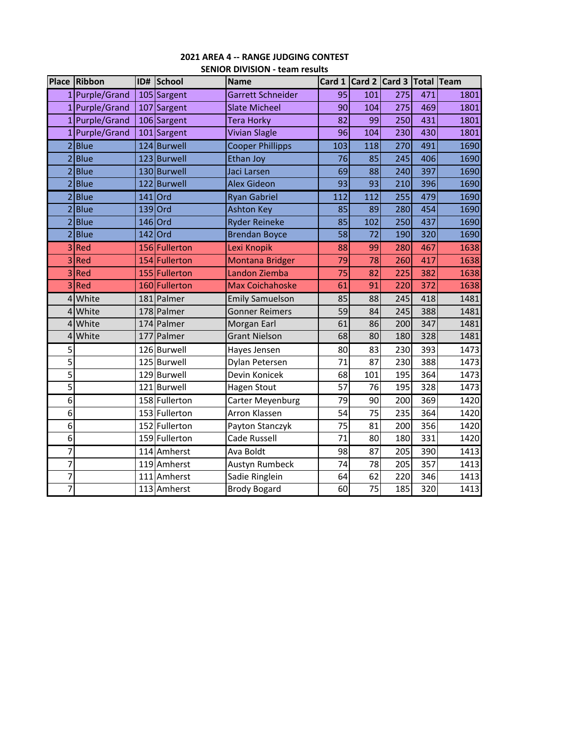**2021 AREA 4 -- RANGE JUDGING CONTEST**

**SENIOR DIVISION - team results**

| Place | Ribbon | ID# | School | Name | Card 1 | Card 2 | Card 3 | Total | Team |
|---|---|---|---|---|---|---|---|---|---|
| 1 | Purple/Grand | 105 | Sargent | Garrett Schneider | 95 | 101 | 275 | 471 | 1801 |
| 1 | Purple/Grand | 107 | Sargent | Slate Micheel | 90 | 104 | 275 | 469 | 1801 |
| 1 | Purple/Grand | 106 | Sargent | Tera Horky | 82 | 99 | 250 | 431 | 1801 |
| 1 | Purple/Grand | 101 | Sargent | Vivian Slagle | 96 | 104 | 230 | 430 | 1801 |
| 2 | Blue | 124 | Burwell | Cooper Phillipps | 103 | 118 | 270 | 491 | 1690 |
| 2 | Blue | 123 | Burwell | Ethan Joy | 76 | 85 | 245 | 406 | 1690 |
| 2 | Blue | 130 | Burwell | Jaci Larsen | 69 | 88 | 240 | 397 | 1690 |
| 2 | Blue | 122 | Burwell | Alex Gideon | 93 | 93 | 210 | 396 | 1690 |
| 2 | Blue | 141 | Ord | Ryan Gabriel | 112 | 112 | 255 | 479 | 1690 |
| 2 | Blue | 139 | Ord | Ashton Key | 85 | 89 | 280 | 454 | 1690 |
| 2 | Blue | 146 | Ord | Ryder Reineke | 85 | 102 | 250 | 437 | 1690 |
| 2 | Blue | 142 | Ord | Brendan Boyce | 58 | 72 | 190 | 320 | 1690 |
| 3 | Red | 156 | Fullerton | Lexi Knopik | 88 | 99 | 280 | 467 | 1638 |
| 3 | Red | 154 | Fullerton | Montana Bridger | 79 | 78 | 260 | 417 | 1638 |
| 3 | Red | 155 | Fullerton | Landon Ziemba | 75 | 82 | 225 | 382 | 1638 |
| 3 | Red | 160 | Fullerton | Max Coichahoske | 61 | 91 | 220 | 372 | 1638 |
| 4 | White | 181 | Palmer | Emily Samuelson | 85 | 88 | 245 | 418 | 1481 |
| 4 | White | 178 | Palmer | Gonner Reimers | 59 | 84 | 245 | 388 | 1481 |
| 4 | White | 174 | Palmer | Morgan Earl | 61 | 86 | 200 | 347 | 1481 |
| 4 | White | 177 | Palmer | Grant Nielson | 68 | 80 | 180 | 328 | 1481 |
| 5 | | 126 | Burwell | Hayes Jensen | 80 | 83 | 230 | 393 | 1473 |
| 5 | | 125 | Burwell | Dylan Petersen | 71 | 87 | 230 | 388 | 1473 |
| 5 | | 129 | Burwell | Devin Konicek | 68 | 101 | 195 | 364 | 1473 |
| 5 | | 121 | Burwell | Hagen Stout | 57 | 76 | 195 | 328 | 1473 |
| 6 | | 158 | Fullerton | Carter Meyenburg | 79 | 90 | 200 | 369 | 1420 |
| 6 | | 153 | Fullerton | Arron Klassen | 54 | 75 | 235 | 364 | 1420 |
| 6 | | 152 | Fullerton | Payton Stanczyk | 75 | 81 | 200 | 356 | 1420 |
| 6 | | 159 | Fullerton | Cade Russell | 71 | 80 | 180 | 331 | 1420 |
| 7 | | 114 | Amherst | Ava Boldt | 98 | 87 | 205 | 390 | 1413 |
| 7 | | 119 | Amherst | Austyn Rumbeck | 74 | 78 | 205 | 357 | 1413 |
| 7 | | 111 | Amherst | Sadie Ringlein | 64 | 62 | 220 | 346 | 1413 |
| 7 | | 113 | Amherst | Brody Bogard | 60 | 75 | 185 | 320 | 1413 |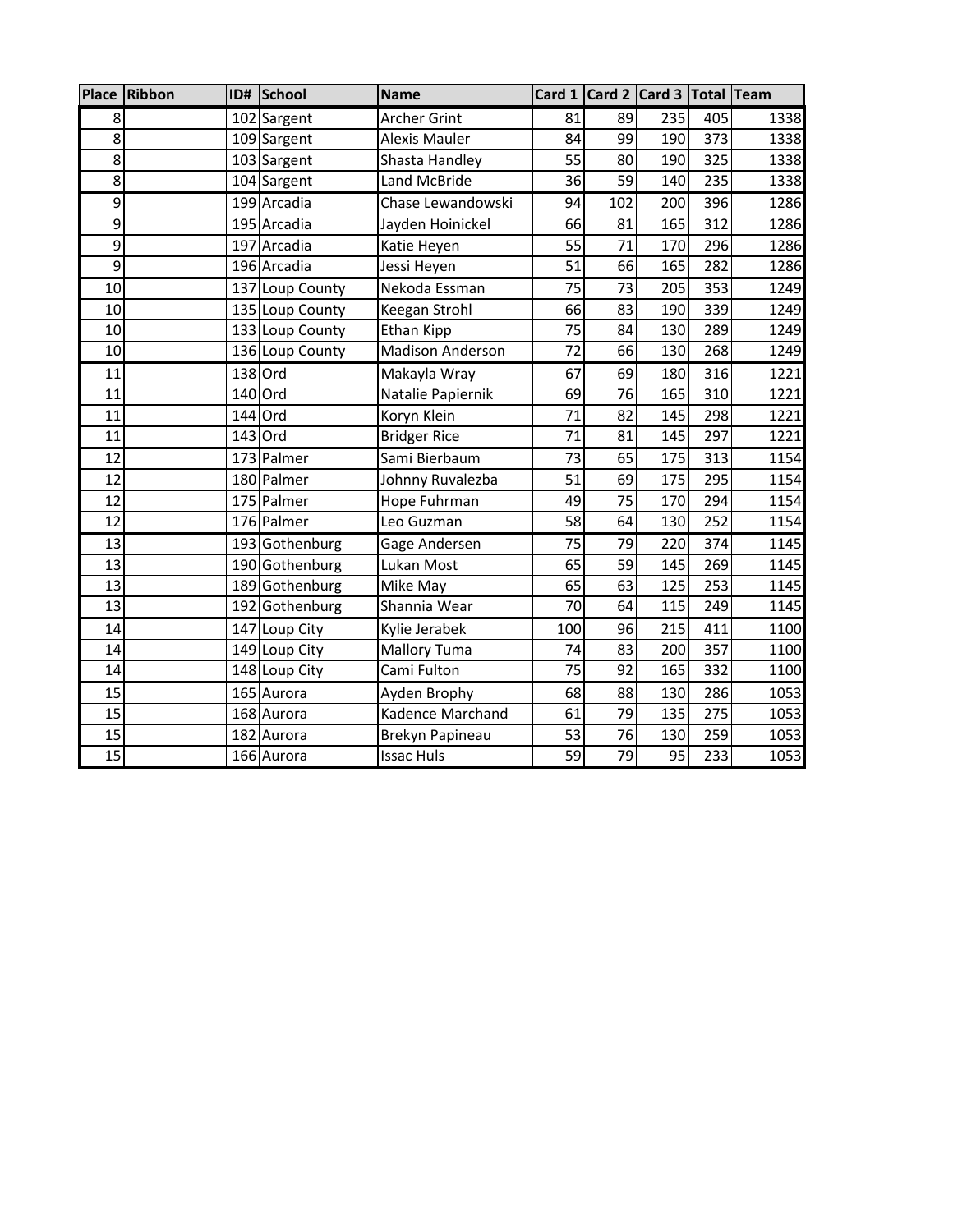| Place | Ribbon | ID# | School | Name | Card 1 | Card 2 | Card 3 | Total | Team |
|---|---|---|---|---|---|---|---|---|---|
| 8 | | 102 | Sargent | Archer Grint | 81 | 89 | 235 | 405 | 1338 |
| 8 | | 109 | Sargent | Alexis Mauler | 84 | 99 | 190 | 373 | 1338 |
| 8 | | 103 | Sargent | Shasta Handley | 55 | 80 | 190 | 325 | 1338 |
| 8 | | 104 | Sargent | Land McBride | 36 | 59 | 140 | 235 | 1338 |
| 9 | | 199 | Arcadia | Chase Lewandowski | 94 | 102 | 200 | 396 | 1286 |
| 9 | | 195 | Arcadia | Jayden Hoinickel | 66 | 81 | 165 | 312 | 1286 |
| 9 | | 197 | Arcadia | Katie Heyen | 55 | 71 | 170 | 296 | 1286 |
| 9 | | 196 | Arcadia | Jessi Heyen | 51 | 66 | 165 | 282 | 1286 |
| 10 | | 137 | Loup County | Nekoda Essman | 75 | 73 | 205 | 353 | 1249 |
| 10 | | 135 | Loup County | Keegan Strohl | 66 | 83 | 190 | 339 | 1249 |
| 10 | | 133 | Loup County | Ethan Kipp | 75 | 84 | 130 | 289 | 1249 |
| 10 | | 136 | Loup County | Madison Anderson | 72 | 66 | 130 | 268 | 1249 |
| 11 | | 138 | Ord | Makayla Wray | 67 | 69 | 180 | 316 | 1221 |
| 11 | | 140 | Ord | Natalie Papiernik | 69 | 76 | 165 | 310 | 1221 |
| 11 | | 144 | Ord | Koryn Klein | 71 | 82 | 145 | 298 | 1221 |
| 11 | | 143 | Ord | Bridger Rice | 71 | 81 | 145 | 297 | 1221 |
| 12 | | 173 | Palmer | Sami Bierbaum | 73 | 65 | 175 | 313 | 1154 |
| 12 | | 180 | Palmer | Johnny Ruvalezba | 51 | 69 | 175 | 295 | 1154 |
| 12 | | 175 | Palmer | Hope Fuhrman | 49 | 75 | 170 | 294 | 1154 |
| 12 | | 176 | Palmer | Leo Guzman | 58 | 64 | 130 | 252 | 1154 |
| 13 | | 193 | Gothenburg | Gage Andersen | 75 | 79 | 220 | 374 | 1145 |
| 13 | | 190 | Gothenburg | Lukan Most | 65 | 59 | 145 | 269 | 1145 |
| 13 | | 189 | Gothenburg | Mike May | 65 | 63 | 125 | 253 | 1145 |
| 13 | | 192 | Gothenburg | Shannia Wear | 70 | 64 | 115 | 249 | 1145 |
| 14 | | 147 | Loup City | Kylie Jerabek | 100 | 96 | 215 | 411 | 1100 |
| 14 | | 149 | Loup City | Mallory Tuma | 74 | 83 | 200 | 357 | 1100 |
| 14 | | 148 | Loup City | Cami Fulton | 75 | 92 | 165 | 332 | 1100 |
| 15 | | 165 | Aurora | Ayden Brophy | 68 | 88 | 130 | 286 | 1053 |
| 15 | | 168 | Aurora | Kadence Marchand | 61 | 79 | 135 | 275 | 1053 |
| 15 | | 182 | Aurora | Brekyn Papineau | 53 | 76 | 130 | 259 | 1053 |
| 15 | | 166 | Aurora | Issac Huls | 59 | 79 | 95 | 233 | 1053 |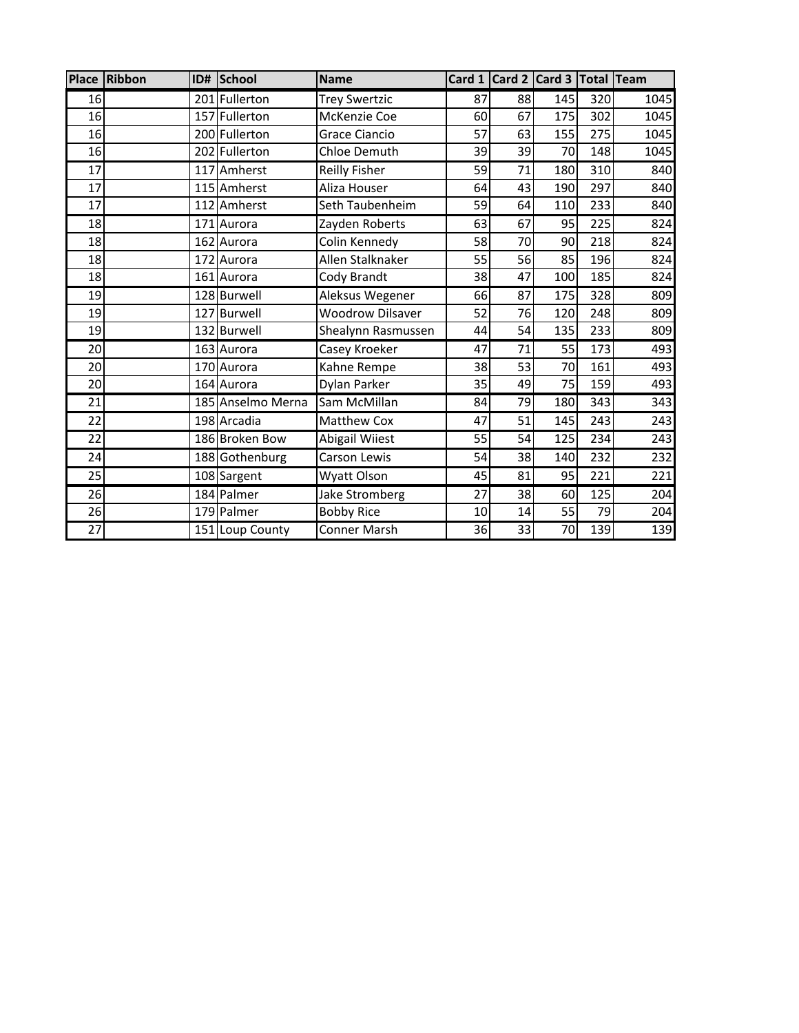| Place | Ribbon | ID# | School | Name | Card 1 | Card 2 | Card 3 | Total | Team |
|---|---|---|---|---|---|---|---|---|---|
| 16 | | 201 | Fullerton | Trey Swertzic | 87 | 88 | 145 | 320 | 1045 |
| 16 | | 157 | Fullerton | McKenzie Coe | 60 | 67 | 175 | 302 | 1045 |
| 16 | | 200 | Fullerton | Grace Ciancio | 57 | 63 | 155 | 275 | 1045 |
| 16 | | 202 | Fullerton | Chloe Demuth | 39 | 39 | 70 | 148 | 1045 |
| 17 | | 117 | Amherst | Reilly Fisher | 59 | 71 | 180 | 310 | 840 |
| 17 | | 115 | Amherst | Aliza Houser | 64 | 43 | 190 | 297 | 840 |
| 17 | | 112 | Amherst | Seth Taubenheim | 59 | 64 | 110 | 233 | 840 |
| 18 | | 171 | Aurora | Zayden Roberts | 63 | 67 | 95 | 225 | 824 |
| 18 | | 162 | Aurora | Colin Kennedy | 58 | 70 | 90 | 218 | 824 |
| 18 | | 172 | Aurora | Allen Stalknaker | 55 | 56 | 85 | 196 | 824 |
| 18 | | 161 | Aurora | Cody Brandt | 38 | 47 | 100 | 185 | 824 |
| 19 | | 128 | Burwell | Aleksus Wegener | 66 | 87 | 175 | 328 | 809 |
| 19 | | 127 | Burwell | Woodrow Dilsaver | 52 | 76 | 120 | 248 | 809 |
| 19 | | 132 | Burwell | Shealynn Rasmussen | 44 | 54 | 135 | 233 | 809 |
| 20 | | 163 | Aurora | Casey Kroeker | 47 | 71 | 55 | 173 | 493 |
| 20 | | 170 | Aurora | Kahne Rempe | 38 | 53 | 70 | 161 | 493 |
| 20 | | 164 | Aurora | Dylan Parker | 35 | 49 | 75 | 159 | 493 |
| 21 | | 185 | Anselmo Merna | Sam McMillan | 84 | 79 | 180 | 343 | 343 |
| 22 | | 198 | Arcadia | Matthew Cox | 47 | 51 | 145 | 243 | 243 |
| 22 | | 186 | Broken Bow | Abigail Wiiest | 55 | 54 | 125 | 234 | 243 |
| 24 | | 188 | Gothenburg | Carson Lewis | 54 | 38 | 140 | 232 | 232 |
| 25 | | 108 | Sargent | Wyatt Olson | 45 | 81 | 95 | 221 | 221 |
| 26 | | 184 | Palmer | Jake Stromberg | 27 | 38 | 60 | 125 | 204 |
| 26 | | 179 | Palmer | Bobby Rice | 10 | 14 | 55 | 79 | 204 |
| 27 | | 151 | Loup County | Conner Marsh | 36 | 33 | 70 | 139 | 139 |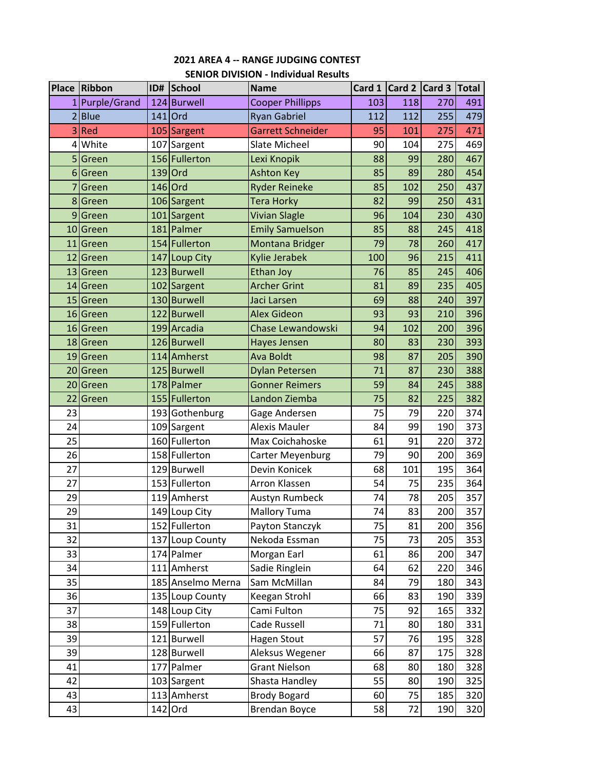## 2021 AREA 4 -- RANGE JUDGING CONTEST
### SENIOR DIVISION - Individual Results

| Place | Ribbon | ID# | School | Name | Card 1 | Card 2 | Card 3 | Total |
|---|---|---|---|---|---|---|---|---|
| 1 | Purple/Grand | 124 | Burwell | Cooper Phillipps | 103 | 118 | 270 | 491 |
| 2 | Blue | 141 | Ord | Ryan Gabriel | 112 | 112 | 255 | 479 |
| 3 | Red | 105 | Sargent | Garrett Schneider | 95 | 101 | 275 | 471 |
| 4 | White | 107 | Sargent | Slate Micheel | 90 | 104 | 275 | 469 |
| 5 | Green | 156 | Fullerton | Lexi Knopik | 88 | 99 | 280 | 467 |
| 6 | Green | 139 | Ord | Ashton Key | 85 | 89 | 280 | 454 |
| 7 | Green | 146 | Ord | Ryder Reineke | 85 | 102 | 250 | 437 |
| 8 | Green | 106 | Sargent | Tera Horky | 82 | 99 | 250 | 431 |
| 9 | Green | 101 | Sargent | Vivian Slagle | 96 | 104 | 230 | 430 |
| 10 | Green | 181 | Palmer | Emily Samuelson | 85 | 88 | 245 | 418 |
| 11 | Green | 154 | Fullerton | Montana Bridger | 79 | 78 | 260 | 417 |
| 12 | Green | 147 | Loup City | Kylie Jerabek | 100 | 96 | 215 | 411 |
| 13 | Green | 123 | Burwell | Ethan Joy | 76 | 85 | 245 | 406 |
| 14 | Green | 102 | Sargent | Archer Grint | 81 | 89 | 235 | 405 |
| 15 | Green | 130 | Burwell | Jaci Larsen | 69 | 88 | 240 | 397 |
| 16 | Green | 122 | Burwell | Alex Gideon | 93 | 93 | 210 | 396 |
| 16 | Green | 199 | Arcadia | Chase Lewandowski | 94 | 102 | 200 | 396 |
| 18 | Green | 126 | Burwell | Hayes Jensen | 80 | 83 | 230 | 393 |
| 19 | Green | 114 | Amherst | Ava Boldt | 98 | 87 | 205 | 390 |
| 20 | Green | 125 | Burwell | Dylan Petersen | 71 | 87 | 230 | 388 |
| 20 | Green | 178 | Palmer | Gonner Reimers | 59 | 84 | 245 | 388 |
| 22 | Green | 155 | Fullerton | Landon Ziemba | 75 | 82 | 225 | 382 |
| 23 | | 193 | Gothenburg | Gage Andersen | 75 | 79 | 220 | 374 |
| 24 | | 109 | Sargent | Alexis Mauler | 84 | 99 | 190 | 373 |
| 25 | | 160 | Fullerton | Max Coichahoske | 61 | 91 | 220 | 372 |
| 26 | | 158 | Fullerton | Carter Meyenburg | 79 | 90 | 200 | 369 |
| 27 | | 129 | Burwell | Devin Konicek | 68 | 101 | 195 | 364 |
| 27 | | 153 | Fullerton | Arron Klassen | 54 | 75 | 235 | 364 |
| 29 | | 119 | Amherst | Austyn Rumbeck | 74 | 78 | 205 | 357 |
| 29 | | 149 | Loup City | Mallory Tuma | 74 | 83 | 200 | 357 |
| 31 | | 152 | Fullerton | Payton Stanczyk | 75 | 81 | 200 | 356 |
| 32 | | 137 | Loup County | Nekoda Essman | 75 | 73 | 205 | 353 |
| 33 | | 174 | Palmer | Morgan Earl | 61 | 86 | 200 | 347 |
| 34 | | 111 | Amherst | Sadie Ringlein | 64 | 62 | 220 | 346 |
| 35 | | 185 | Anselmo Merna | Sam McMillan | 84 | 79 | 180 | 343 |
| 36 | | 135 | Loup County | Keegan Strohl | 66 | 83 | 190 | 339 |
| 37 | | 148 | Loup City | Cami Fulton | 75 | 92 | 165 | 332 |
| 38 | | 159 | Fullerton | Cade Russell | 71 | 80 | 180 | 331 |
| 39 | | 121 | Burwell | Hagen Stout | 57 | 76 | 195 | 328 |
| 39 | | 128 | Burwell | Aleksus Wegener | 66 | 87 | 175 | 328 |
| 41 | | 177 | Palmer | Grant Nielson | 68 | 80 | 180 | 328 |
| 42 | | 103 | Sargent | Shasta Handley | 55 | 80 | 190 | 325 |
| 43 | | 113 | Amherst | Brody Bogard | 60 | 75 | 185 | 320 |
| 43 | | 142 | Ord | Brendan Boyce | 58 | 72 | 190 | 320 |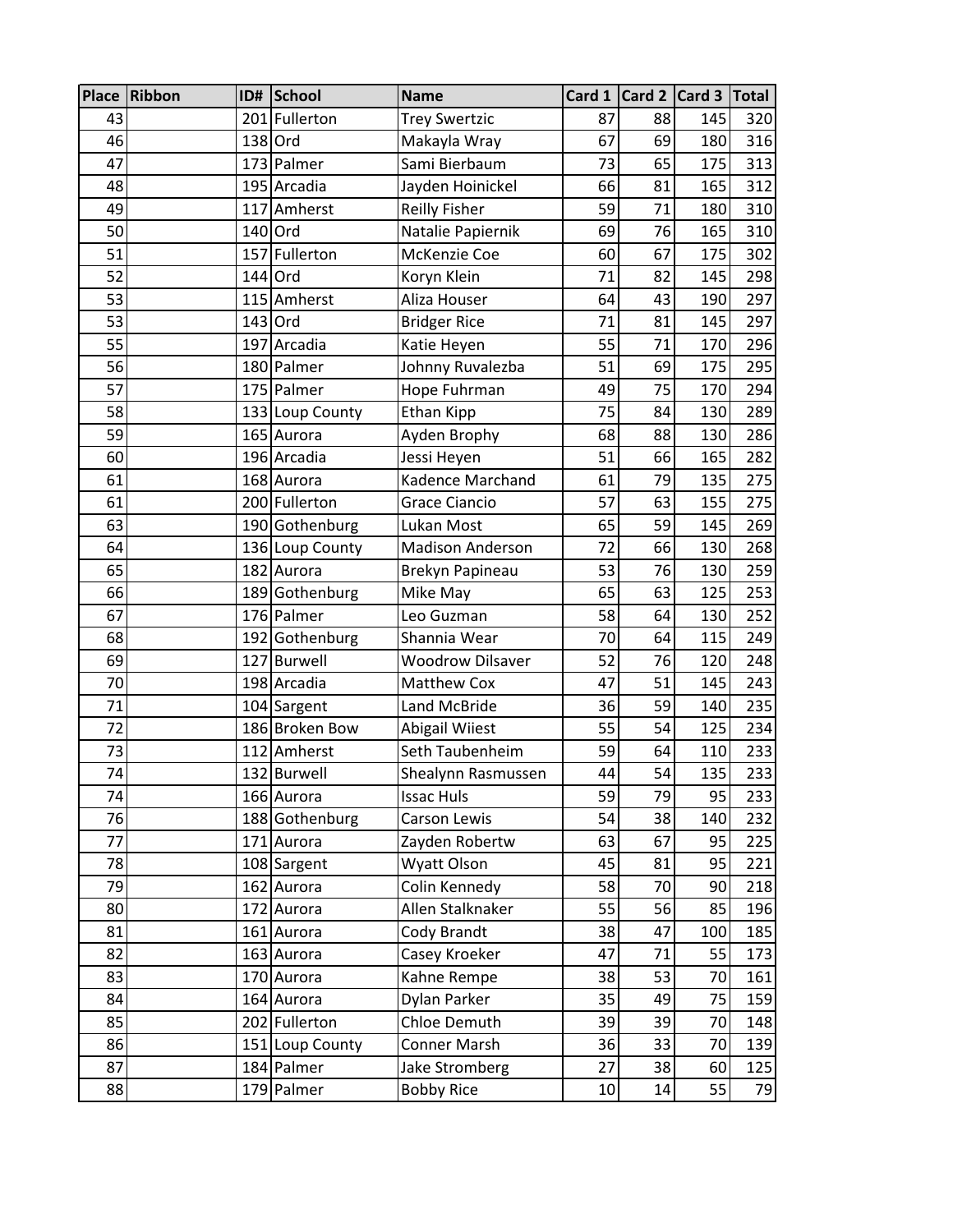| Place | Ribbon | ID# | School | Name | Card 1 | Card 2 | Card 3 | Total |
|---|---|---|---|---|---|---|---|---|
| 43 | | 201 | Fullerton | Trey Swertzic | 87 | 88 | 145 | 320 |
| 46 | | 138 | Ord | Makayla Wray | 67 | 69 | 180 | 316 |
| 47 | | 173 | Palmer | Sami Bierbaum | 73 | 65 | 175 | 313 |
| 48 | | 195 | Arcadia | Jayden Hoinickel | 66 | 81 | 165 | 312 |
| 49 | | 117 | Amherst | Reilly Fisher | 59 | 71 | 180 | 310 |
| 50 | | 140 | Ord | Natalie Papiernik | 69 | 76 | 165 | 310 |
| 51 | | 157 | Fullerton | McKenzie Coe | 60 | 67 | 175 | 302 |
| 52 | | 144 | Ord | Koryn Klein | 71 | 82 | 145 | 298 |
| 53 | | 115 | Amherst | Aliza Houser | 64 | 43 | 190 | 297 |
| 53 | | 143 | Ord | Bridger Rice | 71 | 81 | 145 | 297 |
| 55 | | 197 | Arcadia | Katie Heyen | 55 | 71 | 170 | 296 |
| 56 | | 180 | Palmer | Johnny Ruvalezba | 51 | 69 | 175 | 295 |
| 57 | | 175 | Palmer | Hope Fuhrman | 49 | 75 | 170 | 294 |
| 58 | | 133 | Loup County | Ethan Kipp | 75 | 84 | 130 | 289 |
| 59 | | 165 | Aurora | Ayden Brophy | 68 | 88 | 130 | 286 |
| 60 | | 196 | Arcadia | Jessi Heyen | 51 | 66 | 165 | 282 |
| 61 | | 168 | Aurora | Kadence Marchand | 61 | 79 | 135 | 275 |
| 61 | | 200 | Fullerton | Grace Ciancio | 57 | 63 | 155 | 275 |
| 63 | | 190 | Gothenburg | Lukan Most | 65 | 59 | 145 | 269 |
| 64 | | 136 | Loup County | Madison Anderson | 72 | 66 | 130 | 268 |
| 65 | | 182 | Aurora | Brekyn Papineau | 53 | 76 | 130 | 259 |
| 66 | | 189 | Gothenburg | Mike May | 65 | 63 | 125 | 253 |
| 67 | | 176 | Palmer | Leo Guzman | 58 | 64 | 130 | 252 |
| 68 | | 192 | Gothenburg | Shannia Wear | 70 | 64 | 115 | 249 |
| 69 | | 127 | Burwell | Woodrow Dilsaver | 52 | 76 | 120 | 248 |
| 70 | | 198 | Arcadia | Matthew Cox | 47 | 51 | 145 | 243 |
| 71 | | 104 | Sargent | Land McBride | 36 | 59 | 140 | 235 |
| 72 | | 186 | Broken Bow | Abigail Wiiest | 55 | 54 | 125 | 234 |
| 73 | | 112 | Amherst | Seth Taubenheim | 59 | 64 | 110 | 233 |
| 74 | | 132 | Burwell | Shealynn Rasmussen | 44 | 54 | 135 | 233 |
| 74 | | 166 | Aurora | Issac Huls | 59 | 79 | 95 | 233 |
| 76 | | 188 | Gothenburg | Carson Lewis | 54 | 38 | 140 | 232 |
| 77 | | 171 | Aurora | Zayden Robertw | 63 | 67 | 95 | 225 |
| 78 | | 108 | Sargent | Wyatt Olson | 45 | 81 | 95 | 221 |
| 79 | | 162 | Aurora | Colin Kennedy | 58 | 70 | 90 | 218 |
| 80 | | 172 | Aurora | Allen Stalknaker | 55 | 56 | 85 | 196 |
| 81 | | 161 | Aurora | Cody Brandt | 38 | 47 | 100 | 185 |
| 82 | | 163 | Aurora | Casey Kroeker | 47 | 71 | 55 | 173 |
| 83 | | 170 | Aurora | Kahne Rempe | 38 | 53 | 70 | 161 |
| 84 | | 164 | Aurora | Dylan Parker | 35 | 49 | 75 | 159 |
| 85 | | 202 | Fullerton | Chloe Demuth | 39 | 39 | 70 | 148 |
| 86 | | 151 | Loup County | Conner Marsh | 36 | 33 | 70 | 139 |
| 87 | | 184 | Palmer | Jake Stromberg | 27 | 38 | 60 | 125 |
| 88 | | 179 | Palmer | Bobby Rice | 10 | 14 | 55 | 79 |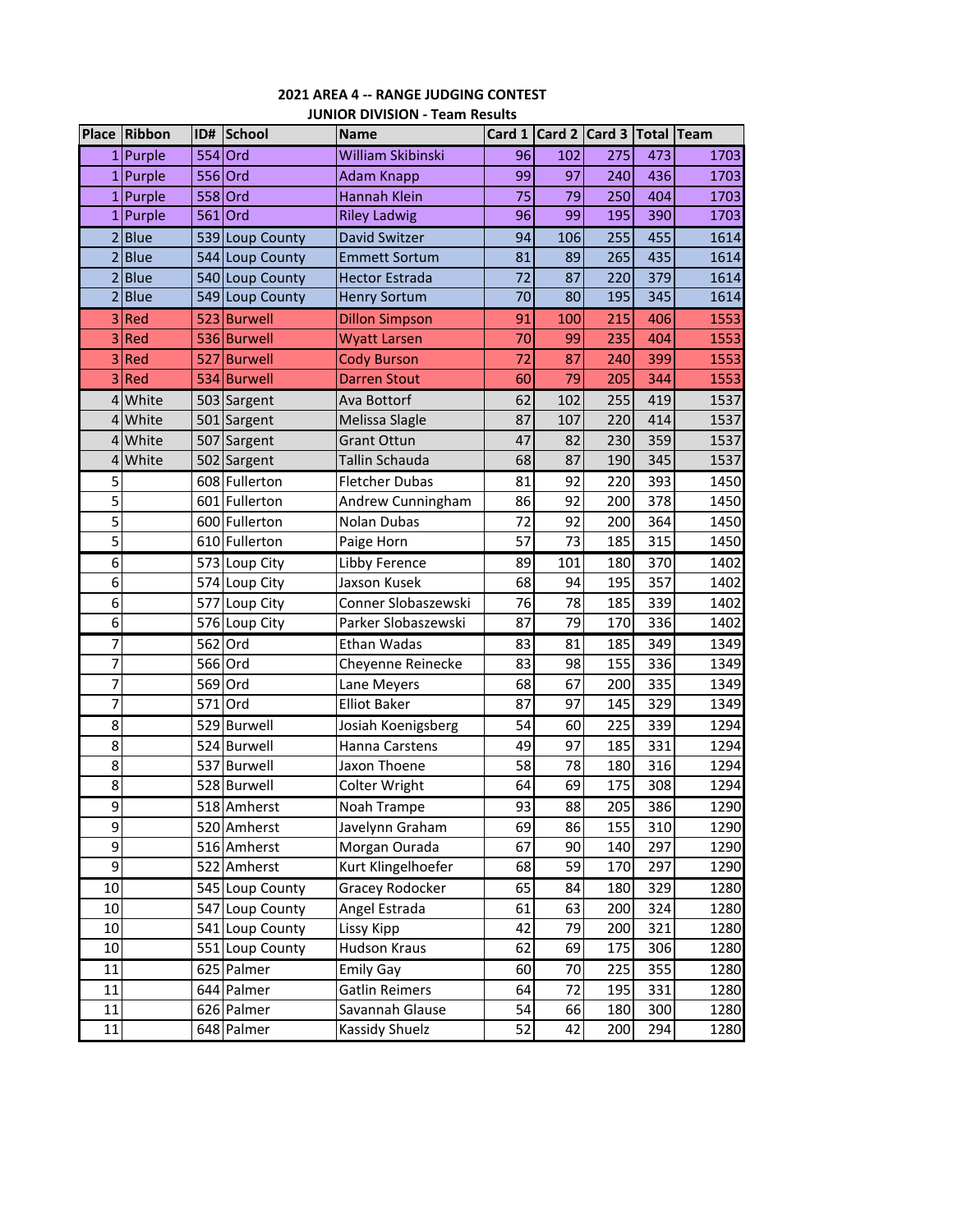# 2021 AREA 4 -- RANGE JUDGING CONTEST

## JUNIOR DIVISION - Team Results

| Place | Ribbon | ID# | School | Name | Card 1 | Card 2 | Card 3 | Total | Team |
|---|---|---|---|---|---|---|---|---|---|
| 1 | Purple | 554 | Ord | William Skibinski | 96 | 102 | 275 | 473 | 1703 |
| 1 | Purple | 556 | Ord | Adam Knapp | 99 | 97 | 240 | 436 | 1703 |
| 1 | Purple | 558 | Ord | Hannah Klein | 75 | 79 | 250 | 404 | 1703 |
| 1 | Purple | 561 | Ord | Riley Ladwig | 96 | 99 | 195 | 390 | 1703 |
| 2 | Blue | 539 | Loup County | David Switzer | 94 | 106 | 255 | 455 | 1614 |
| 2 | Blue | 544 | Loup County | Emmett Sortum | 81 | 89 | 265 | 435 | 1614 |
| 2 | Blue | 540 | Loup County | Hector Estrada | 72 | 87 | 220 | 379 | 1614 |
| 2 | Blue | 549 | Loup County | Henry Sortum | 70 | 80 | 195 | 345 | 1614 |
| 3 | Red | 523 | Burwell | Dillon Simpson | 91 | 100 | 215 | 406 | 1553 |
| 3 | Red | 536 | Burwell | Wyatt Larsen | 70 | 99 | 235 | 404 | 1553 |
| 3 | Red | 527 | Burwell | Cody Burson | 72 | 87 | 240 | 399 | 1553 |
| 3 | Red | 534 | Burwell | Darren Stout | 60 | 79 | 205 | 344 | 1553 |
| 4 | White | 503 | Sargent | Ava Bottorf | 62 | 102 | 255 | 419 | 1537 |
| 4 | White | 501 | Sargent | Melissa Slagle | 87 | 107 | 220 | 414 | 1537 |
| 4 | White | 507 | Sargent | Grant Ottun | 47 | 82 | 230 | 359 | 1537 |
| 4 | White | 502 | Sargent | Tallin Schauda | 68 | 87 | 190 | 345 | 1537 |
| 5 | | 608 | Fullerton | Fletcher Dubas | 81 | 92 | 220 | 393 | 1450 |
| 5 | | 601 | Fullerton | Andrew Cunningham | 86 | 92 | 200 | 378 | 1450 |
| 5 | | 600 | Fullerton | Nolan Dubas | 72 | 92 | 200 | 364 | 1450 |
| 5 | | 610 | Fullerton | Paige Horn | 57 | 73 | 185 | 315 | 1450 |
| 6 | | 573 | Loup City | Libby Ference | 89 | 101 | 180 | 370 | 1402 |
| 6 | | 574 | Loup City | Jaxson Kusek | 68 | 94 | 195 | 357 | 1402 |
| 6 | | 577 | Loup City | Conner Slobaszewski | 76 | 78 | 185 | 339 | 1402 |
| 6 | | 576 | Loup City | Parker Slobaszewski | 87 | 79 | 170 | 336 | 1402 |
| 7 | | 562 | Ord | Ethan Wadas | 83 | 81 | 185 | 349 | 1349 |
| 7 | | 566 | Ord | Cheyenne Reinecke | 83 | 98 | 155 | 336 | 1349 |
| 7 | | 569 | Ord | Lane Meyers | 68 | 67 | 200 | 335 | 1349 |
| 7 | | 571 | Ord | Elliot Baker | 87 | 97 | 145 | 329 | 1349 |
| 8 | | 529 | Burwell | Josiah Koenigsberg | 54 | 60 | 225 | 339 | 1294 |
| 8 | | 524 | Burwell | Hanna Carstens | 49 | 97 | 185 | 331 | 1294 |
| 8 | | 537 | Burwell | Jaxon Thoene | 58 | 78 | 180 | 316 | 1294 |
| 8 | | 528 | Burwell | Colter Wright | 64 | 69 | 175 | 308 | 1294 |
| 9 | | 518 | Amherst | Noah Trampe | 93 | 88 | 205 | 386 | 1290 |
| 9 | | 520 | Amherst | Javelynn Graham | 69 | 86 | 155 | 310 | 1290 |
| 9 | | 516 | Amherst | Morgan Ourada | 67 | 90 | 140 | 297 | 1290 |
| 9 | | 522 | Amherst | Kurt Klingelhoefer | 68 | 59 | 170 | 297 | 1290 |
| 10 | | 545 | Loup County | Gracey Rodocker | 65 | 84 | 180 | 329 | 1280 |
| 10 | | 547 | Loup County | Angel Estrada | 61 | 63 | 200 | 324 | 1280 |
| 10 | | 541 | Loup County | Lissy Kipp | 42 | 79 | 200 | 321 | 1280 |
| 10 | | 551 | Loup County | Hudson Kraus | 62 | 69 | 175 | 306 | 1280 |
| 11 | | 625 | Palmer | Emily Gay | 60 | 70 | 225 | 355 | 1280 |
| 11 | | 644 | Palmer | Gatlin Reimers | 64 | 72 | 195 | 331 | 1280 |
| 11 | | 626 | Palmer | Savannah Glause | 54 | 66 | 180 | 300 | 1280 |
| 11 | | 648 | Palmer | Kassidy Shuelz | 52 | 42 | 200 | 294 | 1280 |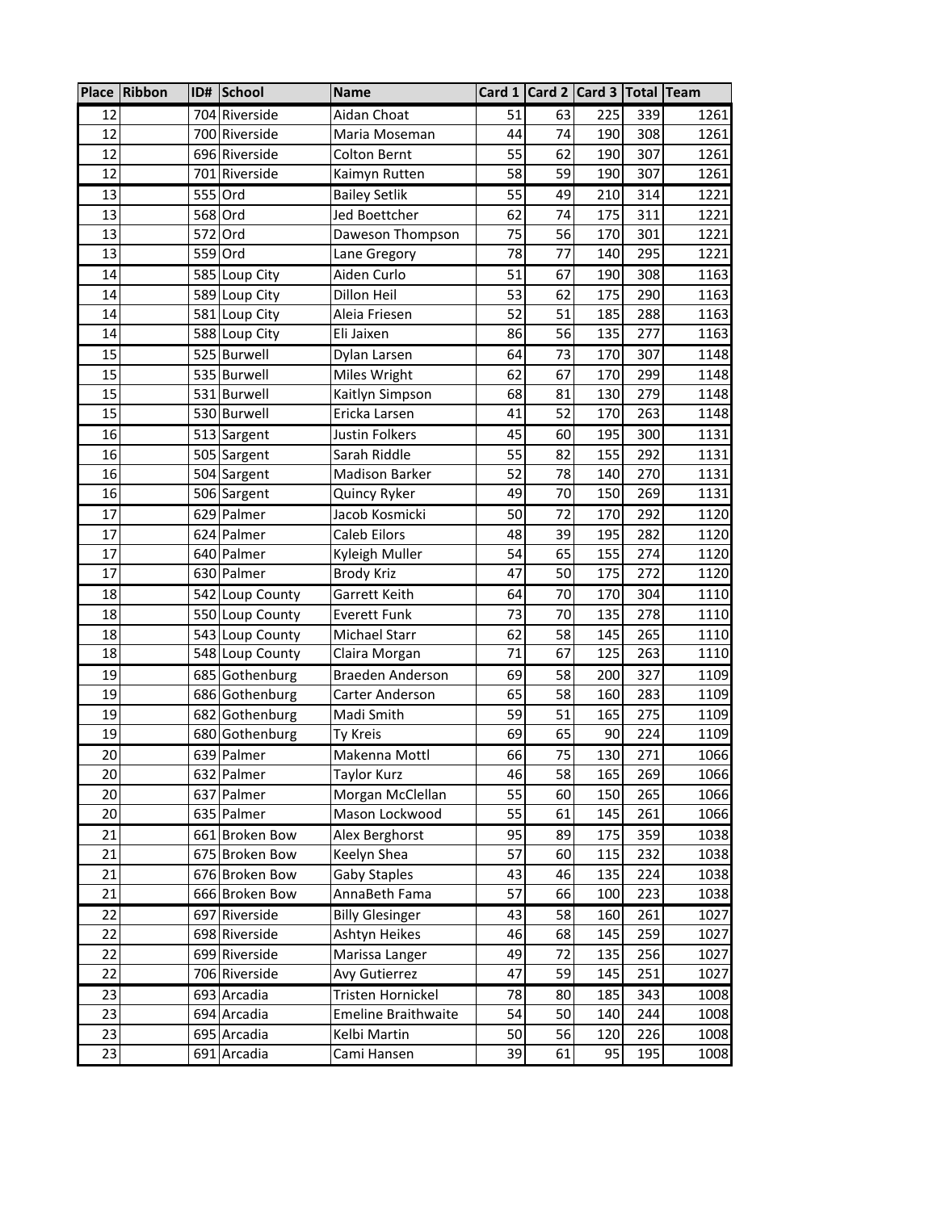| Place | Ribbon | ID# | School | Name | Card 1 | Card 2 | Card 3 | Total | Team |
|---|---|---|---|---|---|---|---|---|---|
| 12 | | 704 | Riverside | Aidan Choat | 51 | 63 | 225 | 339 | 1261 |
| 12 | | 700 | Riverside | Maria Moseman | 44 | 74 | 190 | 308 | 1261 |
| 12 | | 696 | Riverside | Colton Bernt | 55 | 62 | 190 | 307 | 1261 |
| 12 | | 701 | Riverside | Kaimyn Rutten | 58 | 59 | 190 | 307 | 1261 |
| 13 | | 555 | Ord | Bailey Setlik | 55 | 49 | 210 | 314 | 1221 |
| 13 | | 568 | Ord | Jed Boettcher | 62 | 74 | 175 | 311 | 1221 |
| 13 | | 572 | Ord | Daweson Thompson | 75 | 56 | 170 | 301 | 1221 |
| 13 | | 559 | Ord | Lane Gregory | 78 | 77 | 140 | 295 | 1221 |
| 14 | | 585 | Loup City | Aiden Curlo | 51 | 67 | 190 | 308 | 1163 |
| 14 | | 589 | Loup City | Dillon Heil | 53 | 62 | 175 | 290 | 1163 |
| 14 | | 581 | Loup City | Aleia Friesen | 52 | 51 | 185 | 288 | 1163 |
| 14 | | 588 | Loup City | Eli Jaixen | 86 | 56 | 135 | 277 | 1163 |
| 15 | | 525 | Burwell | Dylan Larsen | 64 | 73 | 170 | 307 | 1148 |
| 15 | | 535 | Burwell | Miles Wright | 62 | 67 | 170 | 299 | 1148 |
| 15 | | 531 | Burwell | Kaitlyn Simpson | 68 | 81 | 130 | 279 | 1148 |
| 15 | | 530 | Burwell | Ericka Larsen | 41 | 52 | 170 | 263 | 1148 |
| 16 | | 513 | Sargent | Justin Folkers | 45 | 60 | 195 | 300 | 1131 |
| 16 | | 505 | Sargent | Sarah Riddle | 55 | 82 | 155 | 292 | 1131 |
| 16 | | 504 | Sargent | Madison Barker | 52 | 78 | 140 | 270 | 1131 |
| 16 | | 506 | Sargent | Quincy Ryker | 49 | 70 | 150 | 269 | 1131 |
| 17 | | 629 | Palmer | Jacob Kosmicki | 50 | 72 | 170 | 292 | 1120 |
| 17 | | 624 | Palmer | Caleb Eilors | 48 | 39 | 195 | 282 | 1120 |
| 17 | | 640 | Palmer | Kyleigh Muller | 54 | 65 | 155 | 274 | 1120 |
| 17 | | 630 | Palmer | Brody Kriz | 47 | 50 | 175 | 272 | 1120 |
| 18 | | 542 | Loup County | Garrett Keith | 64 | 70 | 170 | 304 | 1110 |
| 18 | | 550 | Loup County | Everett Funk | 73 | 70 | 135 | 278 | 1110 |
| 18 | | 543 | Loup County | Michael Starr | 62 | 58 | 145 | 265 | 1110 |
| 18 | | 548 | Loup County | Claira Morgan | 71 | 67 | 125 | 263 | 1110 |
| 19 | | 685 | Gothenburg | Braeden Anderson | 69 | 58 | 200 | 327 | 1109 |
| 19 | | 686 | Gothenburg | Carter Anderson | 65 | 58 | 160 | 283 | 1109 |
| 19 | | 682 | Gothenburg | Madi Smith | 59 | 51 | 165 | 275 | 1109 |
| 19 | | 680 | Gothenburg | Ty Kreis | 69 | 65 | 90 | 224 | 1109 |
| 20 | | 639 | Palmer | Makenna Mottl | 66 | 75 | 130 | 271 | 1066 |
| 20 | | 632 | Palmer | Taylor Kurz | 46 | 58 | 165 | 269 | 1066 |
| 20 | | 637 | Palmer | Morgan McClellan | 55 | 60 | 150 | 265 | 1066 |
| 20 | | 635 | Palmer | Mason Lockwood | 55 | 61 | 145 | 261 | 1066 |
| 21 | | 661 | Broken Bow | Alex Berghorst | 95 | 89 | 175 | 359 | 1038 |
| 21 | | 675 | Broken Bow | Keelyn Shea | 57 | 60 | 115 | 232 | 1038 |
| 21 | | 676 | Broken Bow | Gaby Staples | 43 | 46 | 135 | 224 | 1038 |
| 21 | | 666 | Broken Bow | AnnaBeth Fama | 57 | 66 | 100 | 223 | 1038 |
| 22 | | 697 | Riverside | Billy Glesinger | 43 | 58 | 160 | 261 | 1027 |
| 22 | | 698 | Riverside | Ashtyn Heikes | 46 | 68 | 145 | 259 | 1027 |
| 22 | | 699 | Riverside | Marissa Langer | 49 | 72 | 135 | 256 | 1027 |
| 22 | | 706 | Riverside | Avy Gutierrez | 47 | 59 | 145 | 251 | 1027 |
| 23 | | 693 | Arcadia | Tristen Hornickel | 78 | 80 | 185 | 343 | 1008 |
| 23 | | 694 | Arcadia | Emeline Braithwaite | 54 | 50 | 140 | 244 | 1008 |
| 23 | | 695 | Arcadia | Kelbi Martin | 50 | 56 | 120 | 226 | 1008 |
| 23 | | 691 | Arcadia | Cami Hansen | 39 | 61 | 95 | 195 | 1008 |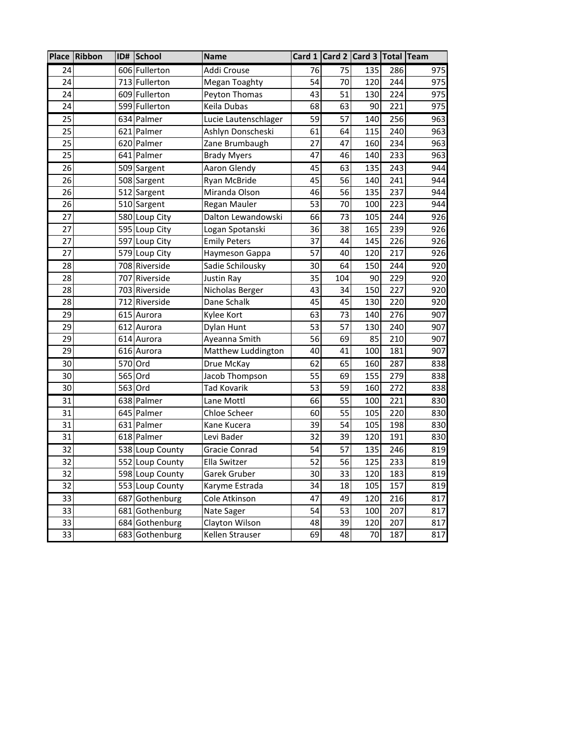| Place | Ribbon | ID# | School | Name | Card 1 | Card 2 | Card 3 | Total | Team |
|---|---|---|---|---|---|---|---|---|---|
| 24 | | 606 | Fullerton | Addi Crouse | 76 | 75 | 135 | 286 | 975 |
| 24 | | 713 | Fullerton | Megan Toaghty | 54 | 70 | 120 | 244 | 975 |
| 24 | | 609 | Fullerton | Peyton Thomas | 43 | 51 | 130 | 224 | 975 |
| 24 | | 599 | Fullerton | Keila Dubas | 68 | 63 | 90 | 221 | 975 |
| 25 | | 634 | Palmer | Lucie Lautenschlager | 59 | 57 | 140 | 256 | 963 |
| 25 | | 621 | Palmer | Ashlyn Donscheski | 61 | 64 | 115 | 240 | 963 |
| 25 | | 620 | Palmer | Zane Brumbaugh | 27 | 47 | 160 | 234 | 963 |
| 25 | | 641 | Palmer | Brady Myers | 47 | 46 | 140 | 233 | 963 |
| 26 | | 509 | Sargent | Aaron Glendy | 45 | 63 | 135 | 243 | 944 |
| 26 | | 508 | Sargent | Ryan McBride | 45 | 56 | 140 | 241 | 944 |
| 26 | | 512 | Sargent | Miranda Olson | 46 | 56 | 135 | 237 | 944 |
| 26 | | 510 | Sargent | Regan Mauler | 53 | 70 | 100 | 223 | 944 |
| 27 | | 580 | Loup City | Dalton Lewandowski | 66 | 73 | 105 | 244 | 926 |
| 27 | | 595 | Loup City | Logan Spotanski | 36 | 38 | 165 | 239 | 926 |
| 27 | | 597 | Loup City | Emily Peters | 37 | 44 | 145 | 226 | 926 |
| 27 | | 579 | Loup City | Haymeson Gappa | 57 | 40 | 120 | 217 | 926 |
| 28 | | 708 | Riverside | Sadie Schilousky | 30 | 64 | 150 | 244 | 920 |
| 28 | | 707 | Riverside | Justin Ray | 35 | 104 | 90 | 229 | 920 |
| 28 | | 703 | Riverside | Nicholas Berger | 43 | 34 | 150 | 227 | 920 |
| 28 | | 712 | Riverside | Dane Schalk | 45 | 45 | 130 | 220 | 920 |
| 29 | | 615 | Aurora | Kylee Kort | 63 | 73 | 140 | 276 | 907 |
| 29 | | 612 | Aurora | Dylan Hunt | 53 | 57 | 130 | 240 | 907 |
| 29 | | 614 | Aurora | Ayeanna Smith | 56 | 69 | 85 | 210 | 907 |
| 29 | | 616 | Aurora | Matthew Luddington | 40 | 41 | 100 | 181 | 907 |
| 30 | | 570 | Ord | Drue McKay | 62 | 65 | 160 | 287 | 838 |
| 30 | | 565 | Ord | Jacob Thompson | 55 | 69 | 155 | 279 | 838 |
| 30 | | 563 | Ord | Tad Kovarik | 53 | 59 | 160 | 272 | 838 |
| 31 | | 638 | Palmer | Lane Mottl | 66 | 55 | 100 | 221 | 830 |
| 31 | | 645 | Palmer | Chloe Scheer | 60 | 55 | 105 | 220 | 830 |
| 31 | | 631 | Palmer | Kane Kucera | 39 | 54 | 105 | 198 | 830 |
| 31 | | 618 | Palmer | Levi Bader | 32 | 39 | 120 | 191 | 830 |
| 32 | | 538 | Loup County | Gracie Conrad | 54 | 57 | 135 | 246 | 819 |
| 32 | | 552 | Loup County | Ella Switzer | 52 | 56 | 125 | 233 | 819 |
| 32 | | 598 | Loup County | Garek Gruber | 30 | 33 | 120 | 183 | 819 |
| 32 | | 553 | Loup County | Karyme Estrada | 34 | 18 | 105 | 157 | 819 |
| 33 | | 687 | Gothenburg | Cole Atkinson | 47 | 49 | 120 | 216 | 817 |
| 33 | | 681 | Gothenburg | Nate Sager | 54 | 53 | 100 | 207 | 817 |
| 33 | | 684 | Gothenburg | Clayton Wilson | 48 | 39 | 120 | 207 | 817 |
| 33 | | 683 | Gothenburg | Kellen Strauser | 69 | 48 | 70 | 187 | 817 |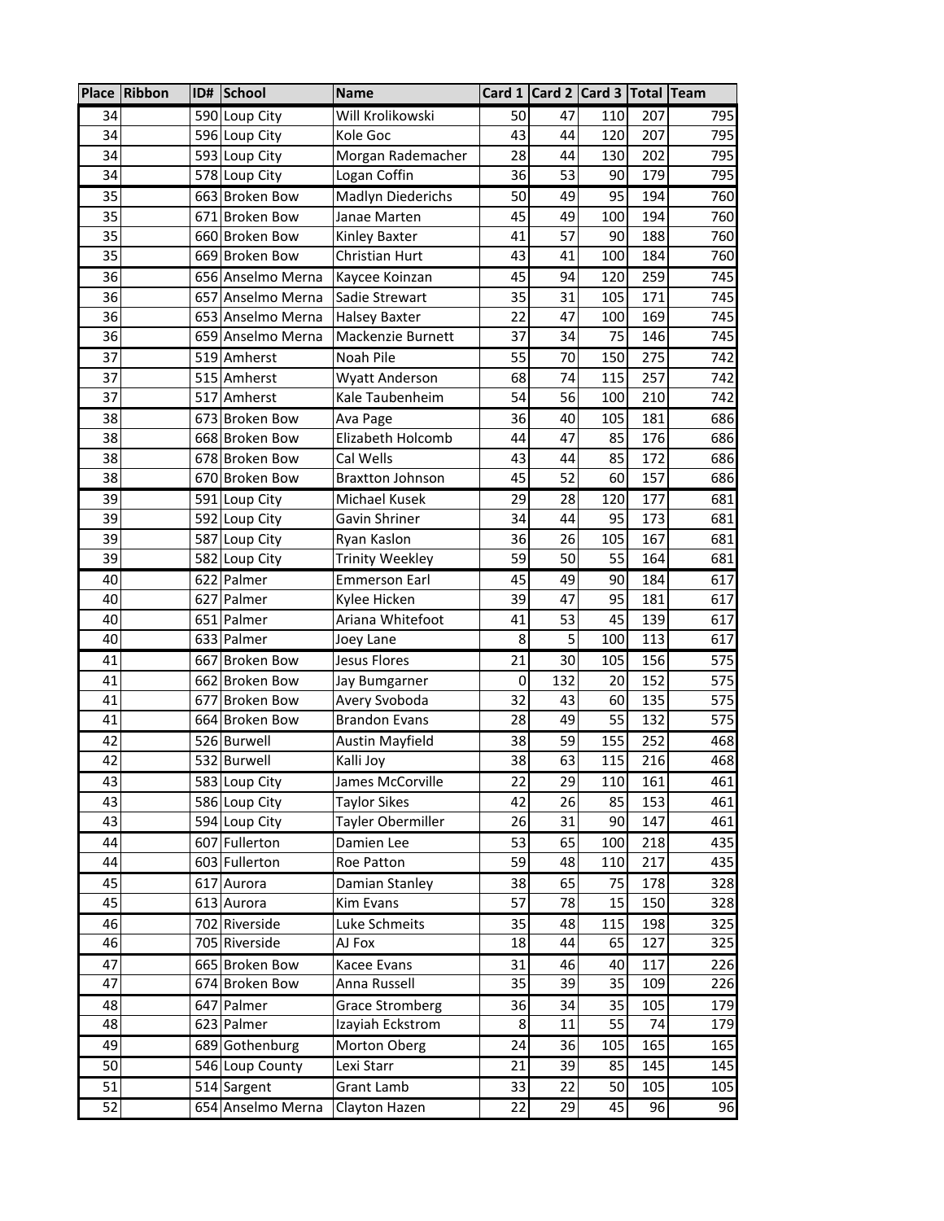| Place | Ribbon | ID# | School | Name | Card 1 | Card 2 | Card 3 | Total | Team |
|---|---|---|---|---|---|---|---|---|---|
| 34 | | 590 | Loup City | Will Krolikowski | 50 | 47 | 110 | 207 | 795 |
| 34 | | 596 | Loup City | Kole Goc | 43 | 44 | 120 | 207 | 795 |
| 34 | | 593 | Loup City | Morgan Rademacher | 28 | 44 | 130 | 202 | 795 |
| 34 | | 578 | Loup City | Logan Coffin | 36 | 53 | 90 | 179 | 795 |
| 35 | | 663 | Broken Bow | Madlyn Diederichs | 50 | 49 | 95 | 194 | 760 |
| 35 | | 671 | Broken Bow | Janae Marten | 45 | 49 | 100 | 194 | 760 |
| 35 | | 660 | Broken Bow | Kinley Baxter | 41 | 57 | 90 | 188 | 760 |
| 35 | | 669 | Broken Bow | Christian Hurt | 43 | 41 | 100 | 184 | 760 |
| 36 | | 656 | Anselmo Merna | Kaycee Koinzan | 45 | 94 | 120 | 259 | 745 |
| 36 | | 657 | Anselmo Merna | Sadie Strewart | 35 | 31 | 105 | 171 | 745 |
| 36 | | 653 | Anselmo Merna | Halsey Baxter | 22 | 47 | 100 | 169 | 745 |
| 36 | | 659 | Anselmo Merna | Mackenzie Burnett | 37 | 34 | 75 | 146 | 745 |
| 37 | | 519 | Amherst | Noah Pile | 55 | 70 | 150 | 275 | 742 |
| 37 | | 515 | Amherst | Wyatt Anderson | 68 | 74 | 115 | 257 | 742 |
| 37 | | 517 | Amherst | Kale Taubenheim | 54 | 56 | 100 | 210 | 742 |
| 38 | | 673 | Broken Bow | Ava Page | 36 | 40 | 105 | 181 | 686 |
| 38 | | 668 | Broken Bow | Elizabeth Holcomb | 44 | 47 | 85 | 176 | 686 |
| 38 | | 678 | Broken Bow | Cal Wells | 43 | 44 | 85 | 172 | 686 |
| 38 | | 670 | Broken Bow | Braxtton Johnson | 45 | 52 | 60 | 157 | 686 |
| 39 | | 591 | Loup City | Michael Kusek | 29 | 28 | 120 | 177 | 681 |
| 39 | | 592 | Loup City | Gavin Shriner | 34 | 44 | 95 | 173 | 681 |
| 39 | | 587 | Loup City | Ryan Kaslon | 36 | 26 | 105 | 167 | 681 |
| 39 | | 582 | Loup City | Trinity Weekley | 59 | 50 | 55 | 164 | 681 |
| 40 | | 622 | Palmer | Emmerson Earl | 45 | 49 | 90 | 184 | 617 |
| 40 | | 627 | Palmer | Kylee Hicken | 39 | 47 | 95 | 181 | 617 |
| 40 | | 651 | Palmer | Ariana Whitefoot | 41 | 53 | 45 | 139 | 617 |
| 40 | | 633 | Palmer | Joey Lane | 8 | 5 | 100 | 113 | 617 |
| 41 | | 667 | Broken Bow | Jesus Flores | 21 | 30 | 105 | 156 | 575 |
| 41 | | 662 | Broken Bow | Jay Bumgarner | 0 | 132 | 20 | 152 | 575 |
| 41 | | 677 | Broken Bow | Avery Svoboda | 32 | 43 | 60 | 135 | 575 |
| 41 | | 664 | Broken Bow | Brandon Evans | 28 | 49 | 55 | 132 | 575 |
| 42 | | 526 | Burwell | Austin Mayfield | 38 | 59 | 155 | 252 | 468 |
| 42 | | 532 | Burwell | Kalli Joy | 38 | 63 | 115 | 216 | 468 |
| 43 | | 583 | Loup City | James McCorville | 22 | 29 | 110 | 161 | 461 |
| 43 | | 586 | Loup City | Taylor Sikes | 42 | 26 | 85 | 153 | 461 |
| 43 | | 594 | Loup City | Tayler Obermiller | 26 | 31 | 90 | 147 | 461 |
| 44 | | 607 | Fullerton | Damien Lee | 53 | 65 | 100 | 218 | 435 |
| 44 | | 603 | Fullerton | Roe Patton | 59 | 48 | 110 | 217 | 435 |
| 45 | | 617 | Aurora | Damian Stanley | 38 | 65 | 75 | 178 | 328 |
| 45 | | 613 | Aurora | Kim Evans | 57 | 78 | 15 | 150 | 328 |
| 46 | | 702 | Riverside | Luke Schmeits | 35 | 48 | 115 | 198 | 325 |
| 46 | | 705 | Riverside | AJ Fox | 18 | 44 | 65 | 127 | 325 |
| 47 | | 665 | Broken Bow | Kacee Evans | 31 | 46 | 40 | 117 | 226 |
| 47 | | 674 | Broken Bow | Anna Russell | 35 | 39 | 35 | 109 | 226 |
| 48 | | 647 | Palmer | Grace Stromberg | 36 | 34 | 35 | 105 | 179 |
| 48 | | 623 | Palmer | Izayiah Eckstrom | 8 | 11 | 55 | 74 | 179 |
| 49 | | 689 | Gothenburg | Morton Oberg | 24 | 36 | 105 | 165 | 165 |
| 50 | | 546 | Loup County | Lexi Starr | 21 | 39 | 85 | 145 | 145 |
| 51 | | 514 | Sargent | Grant Lamb | 33 | 22 | 50 | 105 | 105 |
| 52 | | 654 | Anselmo Merna | Clayton Hazen | 22 | 29 | 45 | 96 | 96 |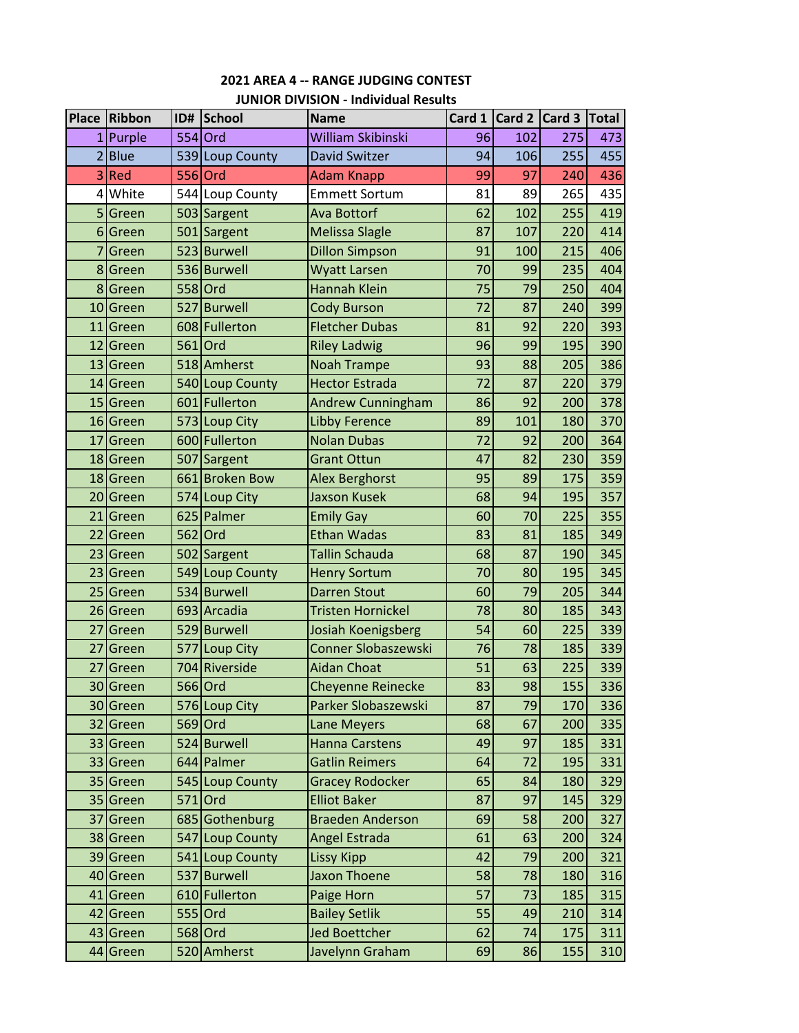**2021 AREA 4 -- RANGE JUDGING CONTEST**

**JUNIOR DIVISION - Individual Results**

| Place | Ribbon | ID# | School | Name | Card 1 | Card 2 | Card 3 | Total |
|---|---|---|---|---|---|---|---|---|
| 1 | Purple | 554 | Ord | William Skibinski | 96 | 102 | 275 | 473 |
| 2 | Blue | 539 | Loup County | David Switzer | 94 | 106 | 255 | 455 |
| 3 | Red | 556 | Ord | Adam Knapp | 99 | 97 | 240 | 436 |
| 4 | White | 544 | Loup County | Emmett Sortum | 81 | 89 | 265 | 435 |
| 5 | Green | 503 | Sargent | Ava Bottorf | 62 | 102 | 255 | 419 |
| 6 | Green | 501 | Sargent | Melissa Slagle | 87 | 107 | 220 | 414 |
| 7 | Green | 523 | Burwell | Dillon Simpson | 91 | 100 | 215 | 406 |
| 8 | Green | 536 | Burwell | Wyatt Larsen | 70 | 99 | 235 | 404 |
| 8 | Green | 558 | Ord | Hannah Klein | 75 | 79 | 250 | 404 |
| 10 | Green | 527 | Burwell | Cody Burson | 72 | 87 | 240 | 399 |
| 11 | Green | 608 | Fullerton | Fletcher Dubas | 81 | 92 | 220 | 393 |
| 12 | Green | 561 | Ord | Riley Ladwig | 96 | 99 | 195 | 390 |
| 13 | Green | 518 | Amherst | Noah Trampe | 93 | 88 | 205 | 386 |
| 14 | Green | 540 | Loup County | Hector Estrada | 72 | 87 | 220 | 379 |
| 15 | Green | 601 | Fullerton | Andrew Cunningham | 86 | 92 | 200 | 378 |
| 16 | Green | 573 | Loup City | Libby Ference | 89 | 101 | 180 | 370 |
| 17 | Green | 600 | Fullerton | Nolan Dubas | 72 | 92 | 200 | 364 |
| 18 | Green | 507 | Sargent | Grant Ottun | 47 | 82 | 230 | 359 |
| 18 | Green | 661 | Broken Bow | Alex Berghorst | 95 | 89 | 175 | 359 |
| 20 | Green | 574 | Loup City | Jaxson Kusek | 68 | 94 | 195 | 357 |
| 21 | Green | 625 | Palmer | Emily Gay | 60 | 70 | 225 | 355 |
| 22 | Green | 562 | Ord | Ethan Wadas | 83 | 81 | 185 | 349 |
| 23 | Green | 502 | Sargent | Tallin Schauda | 68 | 87 | 190 | 345 |
| 23 | Green | 549 | Loup County | Henry Sortum | 70 | 80 | 195 | 345 |
| 25 | Green | 534 | Burwell | Darren Stout | 60 | 79 | 205 | 344 |
| 26 | Green | 693 | Arcadia | Tristen Hornickel | 78 | 80 | 185 | 343 |
| 27 | Green | 529 | Burwell | Josiah Koenigsberg | 54 | 60 | 225 | 339 |
| 27 | Green | 577 | Loup City | Conner Slobaszewski | 76 | 78 | 185 | 339 |
| 27 | Green | 704 | Riverside | Aidan Choat | 51 | 63 | 225 | 339 |
| 30 | Green | 566 | Ord | Cheyenne Reinecke | 83 | 98 | 155 | 336 |
| 30 | Green | 576 | Loup City | Parker Slobaszewski | 87 | 79 | 170 | 336 |
| 32 | Green | 569 | Ord | Lane Meyers | 68 | 67 | 200 | 335 |
| 33 | Green | 524 | Burwell | Hanna Carstens | 49 | 97 | 185 | 331 |
| 33 | Green | 644 | Palmer | Gatlin Reimers | 64 | 72 | 195 | 331 |
| 35 | Green | 545 | Loup County | Gracey Rodocker | 65 | 84 | 180 | 329 |
| 35 | Green | 571 | Ord | Elliot Baker | 87 | 97 | 145 | 329 |
| 37 | Green | 685 | Gothenburg | Braeden Anderson | 69 | 58 | 200 | 327 |
| 38 | Green | 547 | Loup County | Angel Estrada | 61 | 63 | 200 | 324 |
| 39 | Green | 541 | Loup County | Lissy Kipp | 42 | 79 | 200 | 321 |
| 40 | Green | 537 | Burwell | Jaxon Thoene | 58 | 78 | 180 | 316 |
| 41 | Green | 610 | Fullerton | Paige Horn | 57 | 73 | 185 | 315 |
| 42 | Green | 555 | Ord | Bailey Setlik | 55 | 49 | 210 | 314 |
| 43 | Green | 568 | Ord | Jed Boettcher | 62 | 74 | 175 | 311 |
| 44 | Green | 520 | Amherst | Javelynn Graham | 69 | 86 | 155 | 310 |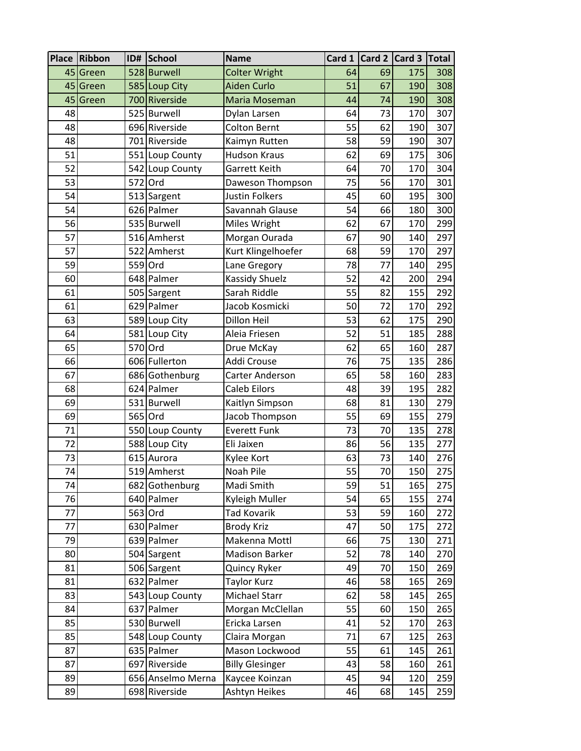| Place | Ribbon | ID# | School | Name | Card 1 | Card 2 | Card 3 | Total |
|---|---|---|---|---|---|---|---|---|
| 45 | Green | 528 | Burwell | Colter Wright | 64 | 69 | 175 | 308 |
| 45 | Green | 585 | Loup City | Aiden Curlo | 51 | 67 | 190 | 308 |
| 45 | Green | 700 | Riverside | Maria Moseman | 44 | 74 | 190 | 308 |
| 48 | | 525 | Burwell | Dylan Larsen | 64 | 73 | 170 | 307 |
| 48 | | 696 | Riverside | Colton Bernt | 55 | 62 | 190 | 307 |
| 48 | | 701 | Riverside | Kaimyn Rutten | 58 | 59 | 190 | 307 |
| 51 | | 551 | Loup County | Hudson Kraus | 62 | 69 | 175 | 306 |
| 52 | | 542 | Loup County | Garrett Keith | 64 | 70 | 170 | 304 |
| 53 | | 572 | Ord | Daweson Thompson | 75 | 56 | 170 | 301 |
| 54 | | 513 | Sargent | Justin Folkers | 45 | 60 | 195 | 300 |
| 54 | | 626 | Palmer | Savannah Glause | 54 | 66 | 180 | 300 |
| 56 | | 535 | Burwell | Miles Wright | 62 | 67 | 170 | 299 |
| 57 | | 516 | Amherst | Morgan Ourada | 67 | 90 | 140 | 297 |
| 57 | | 522 | Amherst | Kurt Klingelhoefer | 68 | 59 | 170 | 297 |
| 59 | | 559 | Ord | Lane Gregory | 78 | 77 | 140 | 295 |
| 60 | | 648 | Palmer | Kassidy Shuelz | 52 | 42 | 200 | 294 |
| 61 | | 505 | Sargent | Sarah Riddle | 55 | 82 | 155 | 292 |
| 61 | | 629 | Palmer | Jacob Kosmicki | 50 | 72 | 170 | 292 |
| 63 | | 589 | Loup City | Dillon Heil | 53 | 62 | 175 | 290 |
| 64 | | 581 | Loup City | Aleia Friesen | 52 | 51 | 185 | 288 |
| 65 | | 570 | Ord | Drue McKay | 62 | 65 | 160 | 287 |
| 66 | | 606 | Fullerton | Addi Crouse | 76 | 75 | 135 | 286 |
| 67 | | 686 | Gothenburg | Carter Anderson | 65 | 58 | 160 | 283 |
| 68 | | 624 | Palmer | Caleb Eilors | 48 | 39 | 195 | 282 |
| 69 | | 531 | Burwell | Kaitlyn Simpson | 68 | 81 | 130 | 279 |
| 69 | | 565 | Ord | Jacob Thompson | 55 | 69 | 155 | 279 |
| 71 | | 550 | Loup County | Everett Funk | 73 | 70 | 135 | 278 |
| 72 | | 588 | Loup City | Eli Jaixen | 86 | 56 | 135 | 277 |
| 73 | | 615 | Aurora | Kylee Kort | 63 | 73 | 140 | 276 |
| 74 | | 519 | Amherst | Noah Pile | 55 | 70 | 150 | 275 |
| 74 | | 682 | Gothenburg | Madi Smith | 59 | 51 | 165 | 275 |
| 76 | | 640 | Palmer | Kyleigh Muller | 54 | 65 | 155 | 274 |
| 77 | | 563 | Ord | Tad Kovarik | 53 | 59 | 160 | 272 |
| 77 | | 630 | Palmer | Brody Kriz | 47 | 50 | 175 | 272 |
| 79 | | 639 | Palmer | Makenna Mottl | 66 | 75 | 130 | 271 |
| 80 | | 504 | Sargent | Madison Barker | 52 | 78 | 140 | 270 |
| 81 | | 506 | Sargent | Quincy Ryker | 49 | 70 | 150 | 269 |
| 81 | | 632 | Palmer | Taylor Kurz | 46 | 58 | 165 | 269 |
| 83 | | 543 | Loup County | Michael Starr | 62 | 58 | 145 | 265 |
| 84 | | 637 | Palmer | Morgan McClellan | 55 | 60 | 150 | 265 |
| 85 | | 530 | Burwell | Ericka Larsen | 41 | 52 | 170 | 263 |
| 85 | | 548 | Loup County | Claira Morgan | 71 | 67 | 125 | 263 |
| 87 | | 635 | Palmer | Mason Lockwood | 55 | 61 | 145 | 261 |
| 87 | | 697 | Riverside | Billy Glesinger | 43 | 58 | 160 | 261 |
| 89 | | 656 | Anselmo Merna | Kaycee Koinzan | 45 | 94 | 120 | 259 |
| 89 | | 698 | Riverside | Ashtyn Heikes | 46 | 68 | 145 | 259 |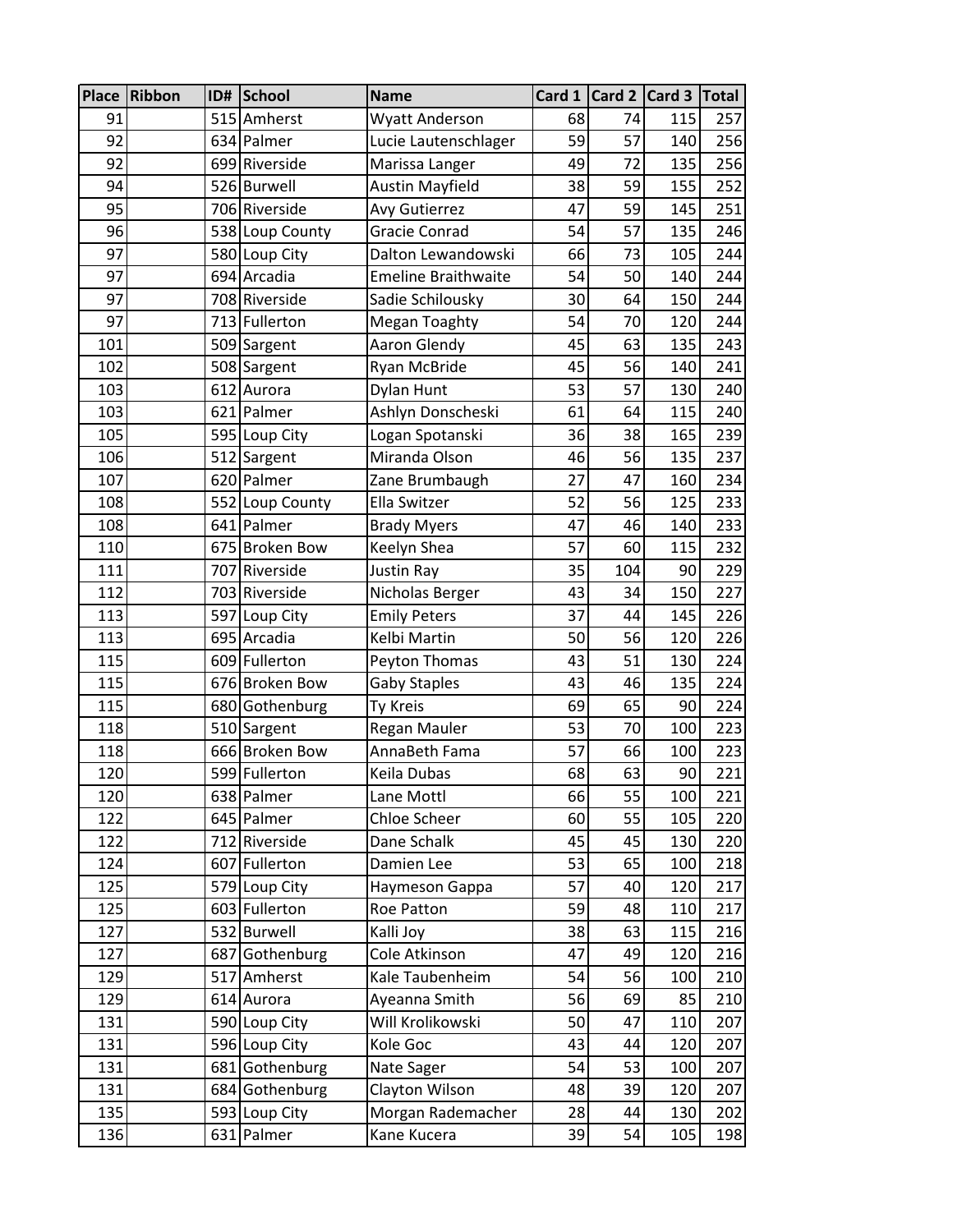| Place | Ribbon | ID# | School | Name | Card 1 | Card 2 | Card 3 | Total |
|---|---|---|---|---|---|---|---|---|
| 91 | | 515 | Amherst | Wyatt Anderson | 68 | 74 | 115 | 257 |
| 92 | | 634 | Palmer | Lucie Lautenschlager | 59 | 57 | 140 | 256 |
| 92 | | 699 | Riverside | Marissa Langer | 49 | 72 | 135 | 256 |
| 94 | | 526 | Burwell | Austin Mayfield | 38 | 59 | 155 | 252 |
| 95 | | 706 | Riverside | Avy Gutierrez | 47 | 59 | 145 | 251 |
| 96 | | 538 | Loup County | Gracie Conrad | 54 | 57 | 135 | 246 |
| 97 | | 580 | Loup City | Dalton Lewandowski | 66 | 73 | 105 | 244 |
| 97 | | 694 | Arcadia | Emeline Braithwaite | 54 | 50 | 140 | 244 |
| 97 | | 708 | Riverside | Sadie Schilousky | 30 | 64 | 150 | 244 |
| 97 | | 713 | Fullerton | Megan Toaghty | 54 | 70 | 120 | 244 |
| 101 | | 509 | Sargent | Aaron Glendy | 45 | 63 | 135 | 243 |
| 102 | | 508 | Sargent | Ryan McBride | 45 | 56 | 140 | 241 |
| 103 | | 612 | Aurora | Dylan Hunt | 53 | 57 | 130 | 240 |
| 103 | | 621 | Palmer | Ashlyn Donscheski | 61 | 64 | 115 | 240 |
| 105 | | 595 | Loup City | Logan Spotanski | 36 | 38 | 165 | 239 |
| 106 | | 512 | Sargent | Miranda Olson | 46 | 56 | 135 | 237 |
| 107 | | 620 | Palmer | Zane Brumbaugh | 27 | 47 | 160 | 234 |
| 108 | | 552 | Loup County | Ella Switzer | 52 | 56 | 125 | 233 |
| 108 | | 641 | Palmer | Brady Myers | 47 | 46 | 140 | 233 |
| 110 | | 675 | Broken Bow | Keelyn Shea | 57 | 60 | 115 | 232 |
| 111 | | 707 | Riverside | Justin Ray | 35 | 104 | 90 | 229 |
| 112 | | 703 | Riverside | Nicholas Berger | 43 | 34 | 150 | 227 |
| 113 | | 597 | Loup City | Emily Peters | 37 | 44 | 145 | 226 |
| 113 | | 695 | Arcadia | Kelbi Martin | 50 | 56 | 120 | 226 |
| 115 | | 609 | Fullerton | Peyton Thomas | 43 | 51 | 130 | 224 |
| 115 | | 676 | Broken Bow | Gaby Staples | 43 | 46 | 135 | 224 |
| 115 | | 680 | Gothenburg | Ty Kreis | 69 | 65 | 90 | 224 |
| 118 | | 510 | Sargent | Regan Mauler | 53 | 70 | 100 | 223 |
| 118 | | 666 | Broken Bow | AnnaBeth Fama | 57 | 66 | 100 | 223 |
| 120 | | 599 | Fullerton | Keila Dubas | 68 | 63 | 90 | 221 |
| 120 | | 638 | Palmer | Lane Mottl | 66 | 55 | 100 | 221 |
| 122 | | 645 | Palmer | Chloe Scheer | 60 | 55 | 105 | 220 |
| 122 | | 712 | Riverside | Dane Schalk | 45 | 45 | 130 | 220 |
| 124 | | 607 | Fullerton | Damien Lee | 53 | 65 | 100 | 218 |
| 125 | | 579 | Loup City | Haymeson Gappa | 57 | 40 | 120 | 217 |
| 125 | | 603 | Fullerton | Roe Patton | 59 | 48 | 110 | 217 |
| 127 | | 532 | Burwell | Kalli Joy | 38 | 63 | 115 | 216 |
| 127 | | 687 | Gothenburg | Cole Atkinson | 47 | 49 | 120 | 216 |
| 129 | | 517 | Amherst | Kale Taubenheim | 54 | 56 | 100 | 210 |
| 129 | | 614 | Aurora | Ayeanna Smith | 56 | 69 | 85 | 210 |
| 131 | | 590 | Loup City | Will Krolikowski | 50 | 47 | 110 | 207 |
| 131 | | 596 | Loup City | Kole Goc | 43 | 44 | 120 | 207 |
| 131 | | 681 | Gothenburg | Nate Sager | 54 | 53 | 100 | 207 |
| 131 | | 684 | Gothenburg | Clayton Wilson | 48 | 39 | 120 | 207 |
| 135 | | 593 | Loup City | Morgan Rademacher | 28 | 44 | 130 | 202 |
| 136 | | 631 | Palmer | Kane Kucera | 39 | 54 | 105 | 198 |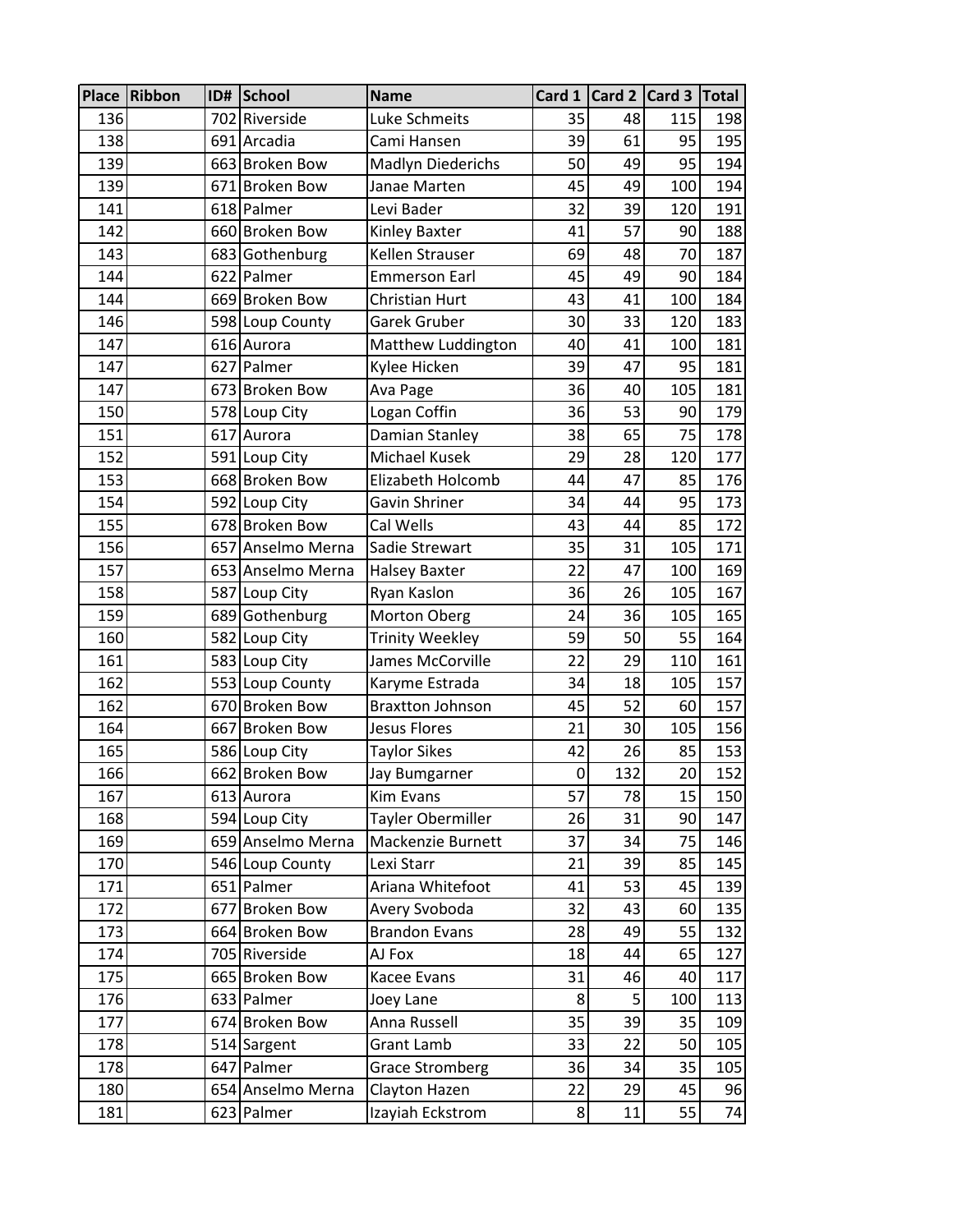| Place | Ribbon | ID# | School | Name | Card 1 | Card 2 | Card 3 | Total |
|---|---|---|---|---|---|---|---|---|
| 136 | | 702 | Riverside | Luke Schmeits | 35 | 48 | 115 | 198 |
| 138 | | 691 | Arcadia | Cami Hansen | 39 | 61 | 95 | 195 |
| 139 | | 663 | Broken Bow | Madlyn Diederichs | 50 | 49 | 95 | 194 |
| 139 | | 671 | Broken Bow | Janae Marten | 45 | 49 | 100 | 194 |
| 141 | | 618 | Palmer | Levi Bader | 32 | 39 | 120 | 191 |
| 142 | | 660 | Broken Bow | Kinley Baxter | 41 | 57 | 90 | 188 |
| 143 | | 683 | Gothenburg | Kellen Strauser | 69 | 48 | 70 | 187 |
| 144 | | 622 | Palmer | Emmerson Earl | 45 | 49 | 90 | 184 |
| 144 | | 669 | Broken Bow | Christian Hurt | 43 | 41 | 100 | 184 |
| 146 | | 598 | Loup County | Garek Gruber | 30 | 33 | 120 | 183 |
| 147 | | 616 | Aurora | Matthew Luddington | 40 | 41 | 100 | 181 |
| 147 | | 627 | Palmer | Kylee Hicken | 39 | 47 | 95 | 181 |
| 147 | | 673 | Broken Bow | Ava Page | 36 | 40 | 105 | 181 |
| 150 | | 578 | Loup City | Logan Coffin | 36 | 53 | 90 | 179 |
| 151 | | 617 | Aurora | Damian Stanley | 38 | 65 | 75 | 178 |
| 152 | | 591 | Loup City | Michael Kusek | 29 | 28 | 120 | 177 |
| 153 | | 668 | Broken Bow | Elizabeth Holcomb | 44 | 47 | 85 | 176 |
| 154 | | 592 | Loup City | Gavin Shriner | 34 | 44 | 95 | 173 |
| 155 | | 678 | Broken Bow | Cal Wells | 43 | 44 | 85 | 172 |
| 156 | | 657 | Anselmo Merna | Sadie Strewart | 35 | 31 | 105 | 171 |
| 157 | | 653 | Anselmo Merna | Halsey Baxter | 22 | 47 | 100 | 169 |
| 158 | | 587 | Loup City | Ryan Kaslon | 36 | 26 | 105 | 167 |
| 159 | | 689 | Gothenburg | Morton Oberg | 24 | 36 | 105 | 165 |
| 160 | | 582 | Loup City | Trinity Weekley | 59 | 50 | 55 | 164 |
| 161 | | 583 | Loup City | James McCorville | 22 | 29 | 110 | 161 |
| 162 | | 553 | Loup County | Karyme Estrada | 34 | 18 | 105 | 157 |
| 162 | | 670 | Broken Bow | Braxtton Johnson | 45 | 52 | 60 | 157 |
| 164 | | 667 | Broken Bow | Jesus Flores | 21 | 30 | 105 | 156 |
| 165 | | 586 | Loup City | Taylor Sikes | 42 | 26 | 85 | 153 |
| 166 | | 662 | Broken Bow | Jay Bumgarner | 0 | 132 | 20 | 152 |
| 167 | | 613 | Aurora | Kim Evans | 57 | 78 | 15 | 150 |
| 168 | | 594 | Loup City | Tayler Obermiller | 26 | 31 | 90 | 147 |
| 169 | | 659 | Anselmo Merna | Mackenzie Burnett | 37 | 34 | 75 | 146 |
| 170 | | 546 | Loup County | Lexi Starr | 21 | 39 | 85 | 145 |
| 171 | | 651 | Palmer | Ariana Whitefoot | 41 | 53 | 45 | 139 |
| 172 | | 677 | Broken Bow | Avery Svoboda | 32 | 43 | 60 | 135 |
| 173 | | 664 | Broken Bow | Brandon Evans | 28 | 49 | 55 | 132 |
| 174 | | 705 | Riverside | AJ Fox | 18 | 44 | 65 | 127 |
| 175 | | 665 | Broken Bow | Kacee Evans | 31 | 46 | 40 | 117 |
| 176 | | 633 | Palmer | Joey Lane | 8 | 5 | 100 | 113 |
| 177 | | 674 | Broken Bow | Anna Russell | 35 | 39 | 35 | 109 |
| 178 | | 514 | Sargent | Grant Lamb | 33 | 22 | 50 | 105 |
| 178 | | 647 | Palmer | Grace Stromberg | 36 | 34 | 35 | 105 |
| 180 | | 654 | Anselmo Merna | Clayton Hazen | 22 | 29 | 45 | 96 |
| 181 | | 623 | Palmer | Izayiah Eckstrom | 8 | 11 | 55 | 74 |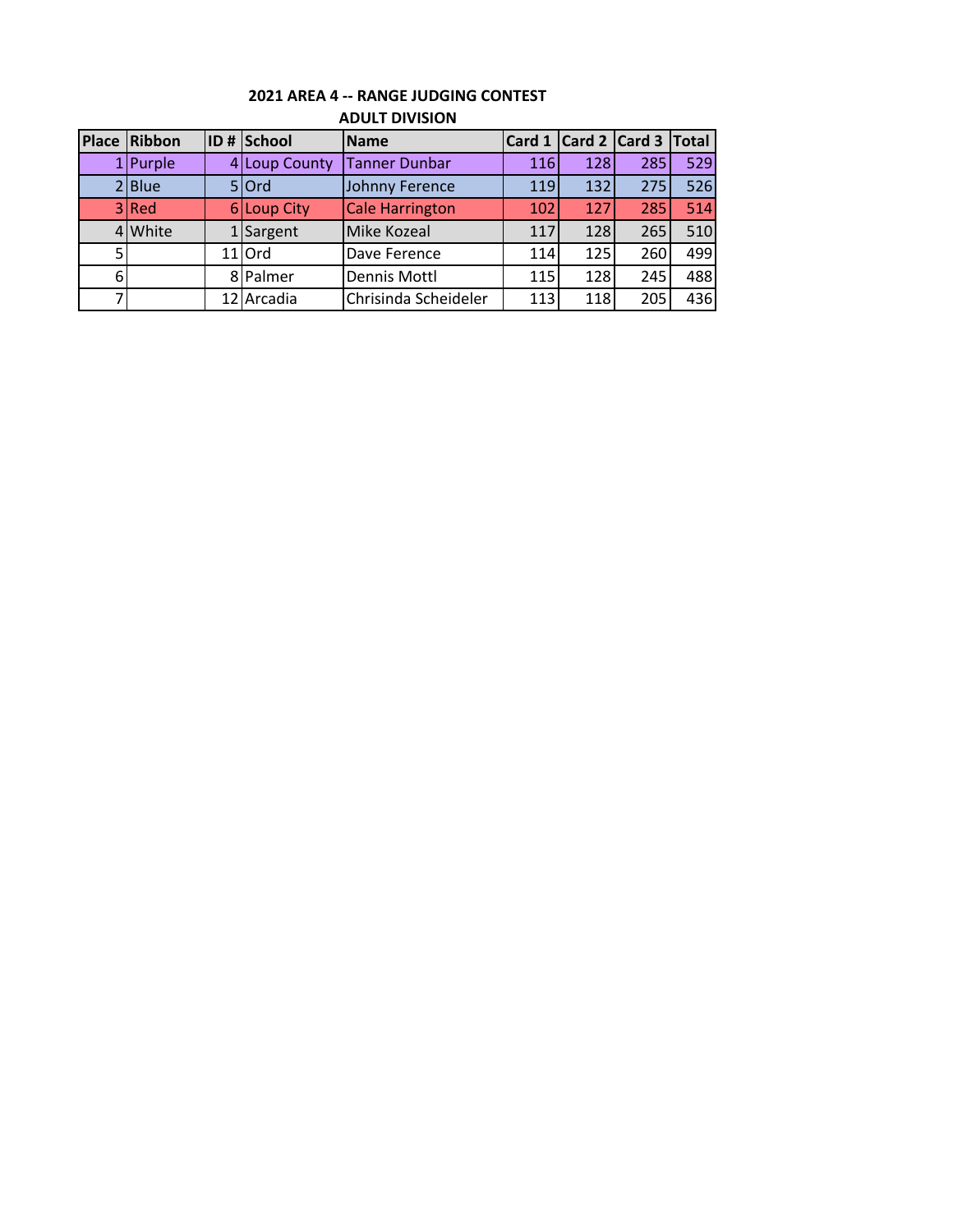**2021 AREA 4 -- RANGE JUDGING CONTEST**

**ADULT DIVISION**

| Place | Ribbon | ID # | School | Name | Card 1 | Card 2 | Card 3 | Total |
|---|---|---|---|---|---|---|---|---|
| 1 | Purple | 4 | Loup County | Tanner Dunbar | 116 | 128 | 285 | 529 |
| 2 | Blue | 5 | Ord | Johnny Ference | 119 | 132 | 275 | 526 |
| 3 | Red | 6 | Loup City | Cale Harrington | 102 | 127 | 285 | 514 |
| 4 | White | 1 | Sargent | Mike Kozeal | 117 | 128 | 265 | 510 |
| 5 | | 11 | Ord | Dave Ference | 114 | 125 | 260 | 499 |
| 6 | | 8 | Palmer | Dennis Mottl | 115 | 128 | 245 | 488 |
| 7 | | 12 | Arcadia | Chrisinda Scheideler | 113 | 118 | 205 | 436 |